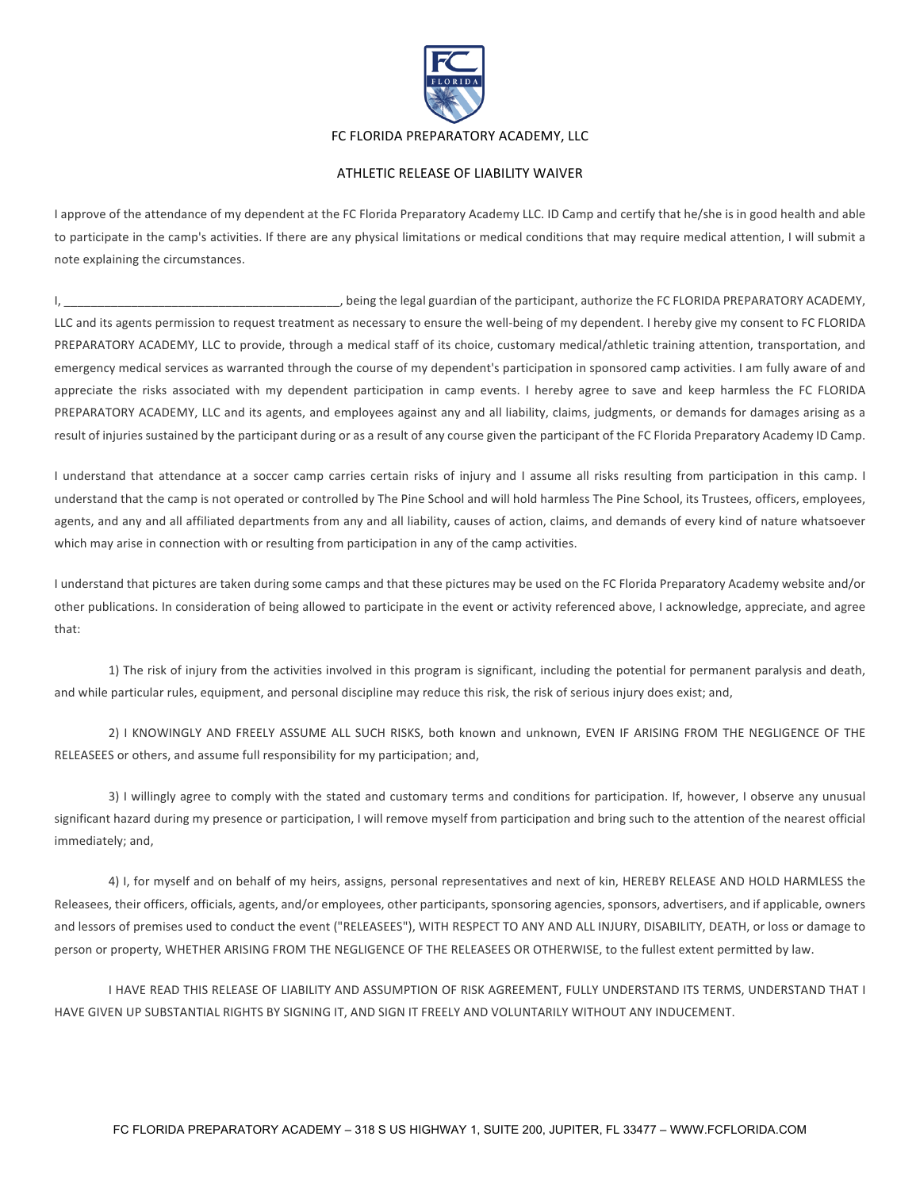# FC FLORIDA PREPARATORY ACADEMY, LLC

## ATHLETIC RELEASE OF LIABILITY WAIVER

I approve of the attendance of my dependent at the FC Florida Preparatory Academy LLC. ID Camp and certify that he/she is in good health and able to participate in the camp's activities. If there are any physical limitations or medical conditions that may require medical attention, I will submit a note explaining the circumstances.

I, ________________________________________, being the legal guardian of the participant, authorize the FC FLORIDA PREPARATORY ACADEMY, LLC and its agents permission to request treatment as necessary to ensure the well-being of my dependent. I hereby give my consent to FC FLORIDA PREPARATORY ACADEMY, LLC to provide, through a medical staff of its choice, customary medical/athletic training attention, transportation, and emergency medical services as warranted through the course of my dependent's participation in sponsored camp activities. I am fully aware of and appreciate the risks associated with my dependent participation in camp events. I hereby agree to save and keep harmless the FC FLORIDA PREPARATORY ACADEMY, LLC and its agents, and employees against any and all liability, claims, judgments, or demands for damages arising as a result of injuries sustained by the participant during or as a result of any course given the participant of the FC Florida Preparatory Academy ID Camp.

I understand that attendance at a soccer camp carries certain risks of injury and I assume all risks resulting from participation in this camp. I understand that the camp is not operated or controlled by The Pine School and will hold harmless The Pine School, its Trustees, officers, employees, agents, and any and all affiliated departments from any and all liability, causes of action, claims, and demands of every kind of nature whatsoever which may arise in connection with or resulting from participation in any of the camp activities.

I understand that pictures are taken during some camps and that these pictures may be used on the FC Florida Preparatory Academy website and/or other publications. In consideration of being allowed to participate in the event or activity referenced above, I acknowledge, appreciate, and agree that:

1) The risk of injury from the activities involved in this program is significant, including the potential for permanent paralysis and death, and while particular rules, equipment, and personal discipline may reduce this risk, the risk of serious injury does exist; and,

2) I KNOWINGLY AND FREELY ASSUME ALL SUCH RISKS, both known and unknown, EVEN IF ARISING FROM THE NEGLIGENCE OF THE RELEASEES or others, and assume full responsibility for my participation; and,

3) I willingly agree to comply with the stated and customary terms and conditions for participation. If, however, I observe any unusual significant hazard during my presence or participation, I will remove myself from participation and bring such to the attention of the nearest official immediately; and,

4) I, for myself and on behalf of my heirs, assigns, personal representatives and next of kin, HEREBY RELEASE AND HOLD HARMLESS the Releasees, their officers, officials, agents, and/or employees, other participants, sponsoring agencies, sponsors, advertisers, and if applicable, owners and lessors of premises used to conduct the event ("RELEASEES"), WITH RESPECT TO ANY AND ALL INJURY, DISABILITY, DEATH, or loss or damage to person or property, WHETHER ARISING FROM THE NEGLIGENCE OF THE RELEASEES OR OTHERWISE, to the fullest extent permitted by law.

I HAVE READ THIS RELEASE OF LIABILITY AND ASSUMPTION OF RISK AGREEMENT, FULLY UNDERSTAND ITS TERMS, UNDERSTAND THAT I HAVE GIVEN UP SUBSTANTIAL RIGHTS BY SIGNING IT, AND SIGN IT FREELY AND VOLUNTARILY WITHOUT ANY INDUCEMENT.

FC FLORIDA PREPARATORY ACADEMY – 318 S US HIGHWAY 1, SUITE 200, JUPITER, FL 33477 – WWW.FCFLORIDA.COM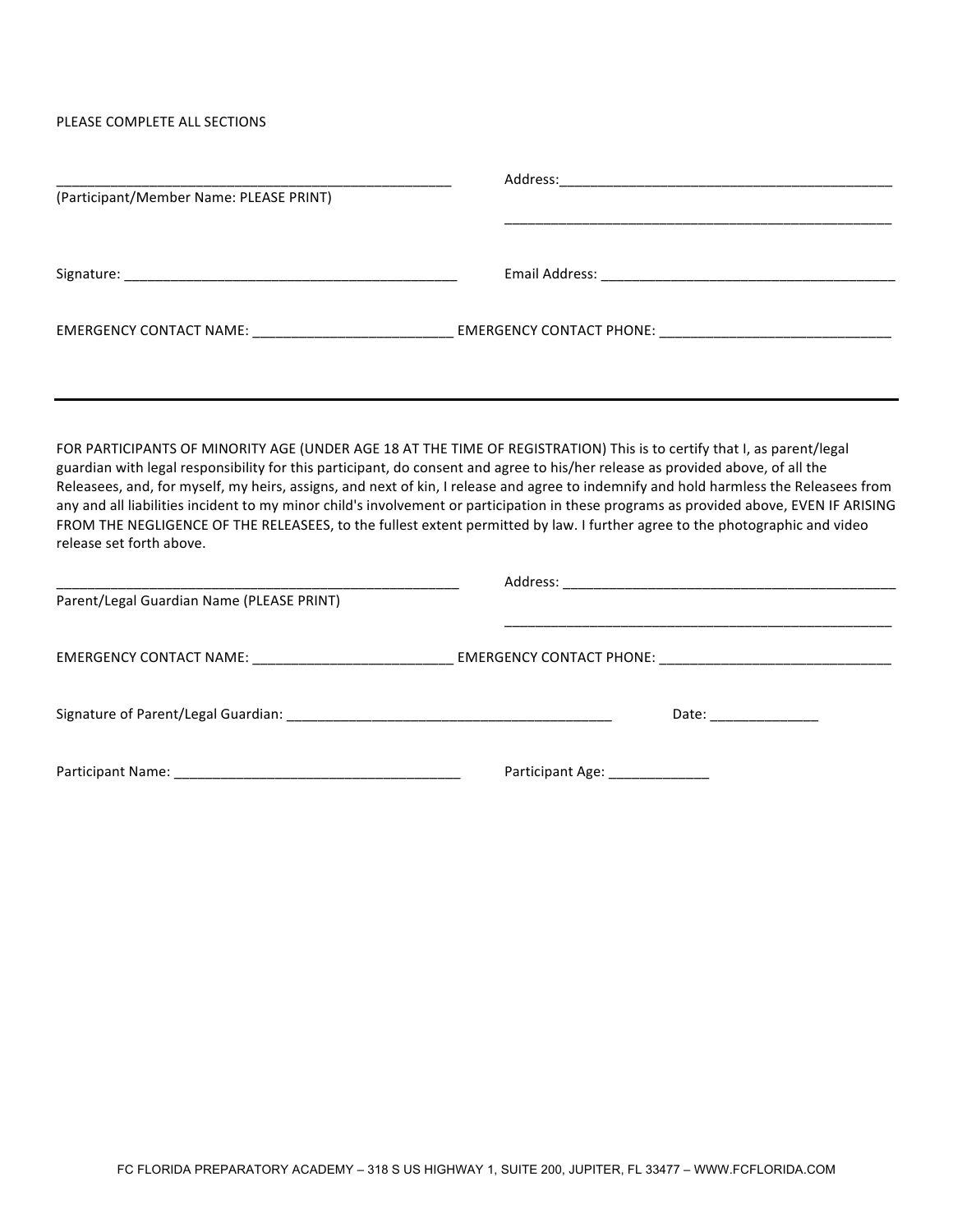PLEASE COMPLETE ALL SECTIONS

_____________________________________________________ Address:_____________________________________________
(Participant/Member Name: PLEASE PRINT)

_____________________________________________________

Signature: ____________________________________________ Email Address: ______________________________________

EMERGENCY CONTACT NAME: __________________________ EMERGENCY CONTACT PHONE: ______________________________

---

FOR PARTICIPANTS OF MINORITY AGE (UNDER AGE 18 AT THE TIME OF REGISTRATION) This is to certify that I, as parent/legal guardian with legal responsibility for this participant, do consent and agree to his/her release as provided above, of all the Releasees, and, for myself, my heirs, assigns, and next of kin, I release and agree to indemnify and hold harmless the Releasees from any and all liabilities incident to my minor child's involvement or participation in these programs as provided above, EVEN IF ARISING FROM THE NEGLIGENCE OF THE RELEASEES, to the fullest extent permitted by law. I further agree to the photographic and video release set forth above.

_____________________________________________________ Address: _____________________________________________
Parent/Legal Guardian Name (PLEASE PRINT)

_____________________________________________________

EMERGENCY CONTACT NAME: __________________________ EMERGENCY CONTACT PHONE: ______________________________

Signature of Parent/Legal Guardian: ___________________________________________ Date: ______________

Participant Name: _____________________________________ Participant Age: _____________

FC FLORIDA PREPARATORY ACADEMY – 318 S US HIGHWAY 1, SUITE 200, JUPITER, FL 33477 – WWW.FCFLORIDA.COM